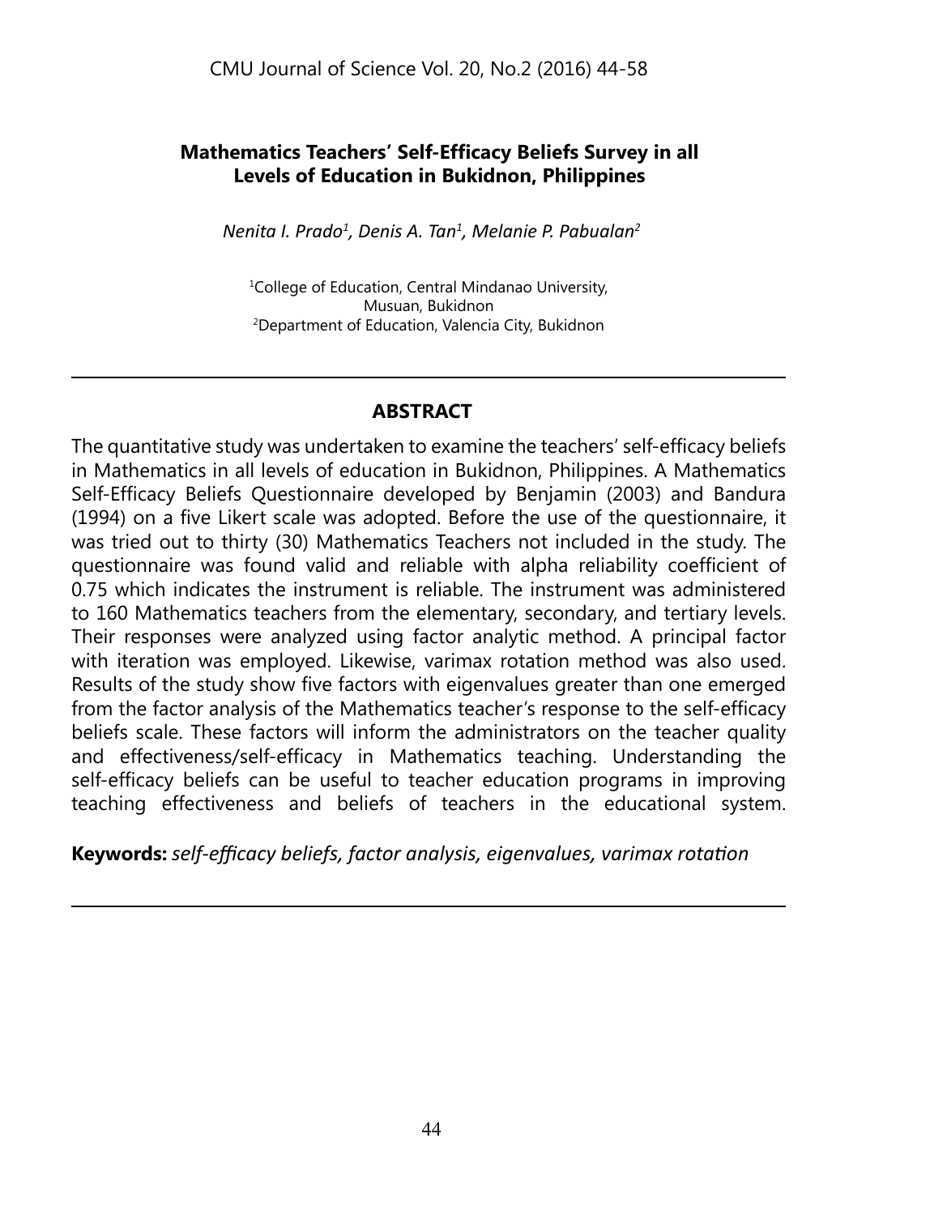# Mathematics Teachers' Self-Efficacy Beliefs Survey in all Levels of Education in Bukidnon, Philippines

*Nenita I. Prado[1], Denis A. Tan[1], Melanie P. Pabualan[2]*

[1]College of Education, Central Mindanao University, Musuan, Bukidnon
[2]Department of Education, Valencia City, Bukidnon

---

## ABSTRACT

The quantitative study was undertaken to examine the teachers' self-efficacy beliefs in Mathematics in all levels of education in Bukidnon, Philippines. A Mathematics Self-Efficacy Beliefs Questionnaire developed by Benjamin (2003) and Bandura (1994) on a five Likert scale was adopted. Before the use of the questionnaire, it was tried out to thirty (30) Mathematics Teachers not included in the study. The questionnaire was found valid and reliable with alpha reliability coefficient of 0.75 which indicates the instrument is reliable. The instrument was administered to 160 Mathematics teachers from the elementary, secondary, and tertiary levels. Their responses were analyzed using factor analytic method. A principal factor with iteration was employed. Likewise, varimax rotation method was also used. Results of the study show five factors with eigenvalues greater than one emerged from the factor analysis of the Mathematics teacher's response to the self-efficacy beliefs scale. These factors will inform the administrators on the teacher quality and effectiveness/self-efficacy in Mathematics teaching. Understanding the self-efficacy beliefs can be useful to teacher education programs in improving teaching effectiveness and beliefs of teachers in the educational system.

**Keywords:** *self-efficacy beliefs, factor analysis, eigenvalues, varimax rotation*

---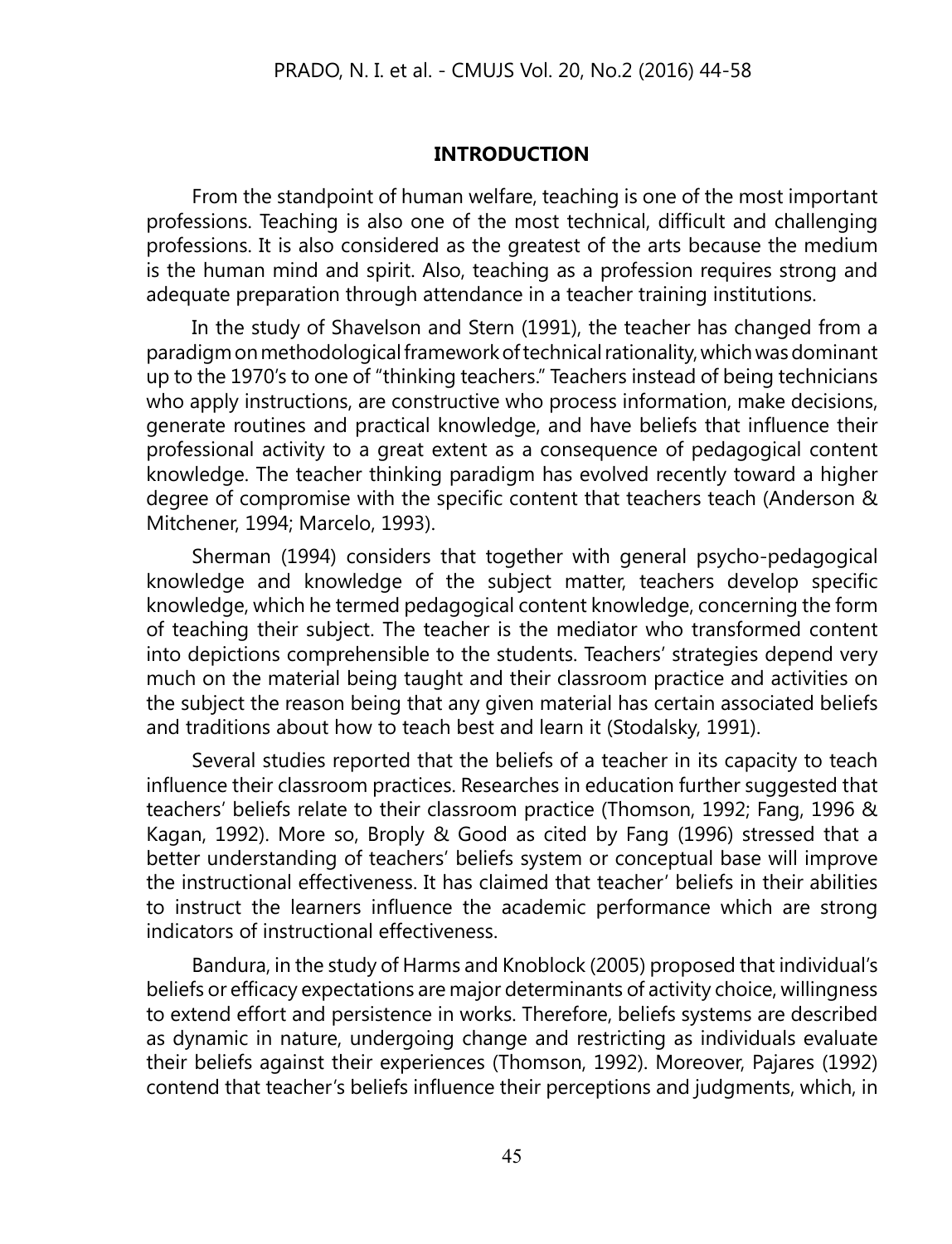## INTRODUCTION

From the standpoint of human welfare, teaching is one of the most important professions. Teaching is also one of the most technical, difficult and challenging professions. It is also considered as the greatest of the arts because the medium is the human mind and spirit. Also, teaching as a profession requires strong and adequate preparation through attendance in a teacher training institutions.

In the study of Shavelson and Stern (1991), the teacher has changed from a paradigm on methodological framework of technical rationality, which was dominant up to the 1970's to one of "thinking teachers." Teachers instead of being technicians who apply instructions, are constructive who process information, make decisions, generate routines and practical knowledge, and have beliefs that influence their professional activity to a great extent as a consequence of pedagogical content knowledge. The teacher thinking paradigm has evolved recently toward a higher degree of compromise with the specific content that teachers teach (Anderson & Mitchener, 1994; Marcelo, 1993).

Sherman (1994) considers that together with general psycho-pedagogical knowledge and knowledge of the subject matter, teachers develop specific knowledge, which he termed pedagogical content knowledge, concerning the form of teaching their subject. The teacher is the mediator who transformed content into depictions comprehensible to the students. Teachers' strategies depend very much on the material being taught and their classroom practice and activities on the subject the reason being that any given material has certain associated beliefs and traditions about how to teach best and learn it (Stodalsky, 1991).

Several studies reported that the beliefs of a teacher in its capacity to teach influence their classroom practices. Researches in education further suggested that teachers' beliefs relate to their classroom practice (Thomson, 1992; Fang, 1996 & Kagan, 1992). More so, Broply & Good as cited by Fang (1996) stressed that a better understanding of teachers' beliefs system or conceptual base will improve the instructional effectiveness. It has claimed that teacher' beliefs in their abilities to instruct the learners influence the academic performance which are strong indicators of instructional effectiveness.

Bandura, in the study of Harms and Knoblock (2005) proposed that individual's beliefs or efficacy expectations are major determinants of activity choice, willingness to extend effort and persistence in works. Therefore, beliefs systems are described as dynamic in nature, undergoing change and restricting as individuals evaluate their beliefs against their experiences (Thomson, 1992). Moreover, Pajares (1992) contend that teacher's beliefs influence their perceptions and judgments, which, in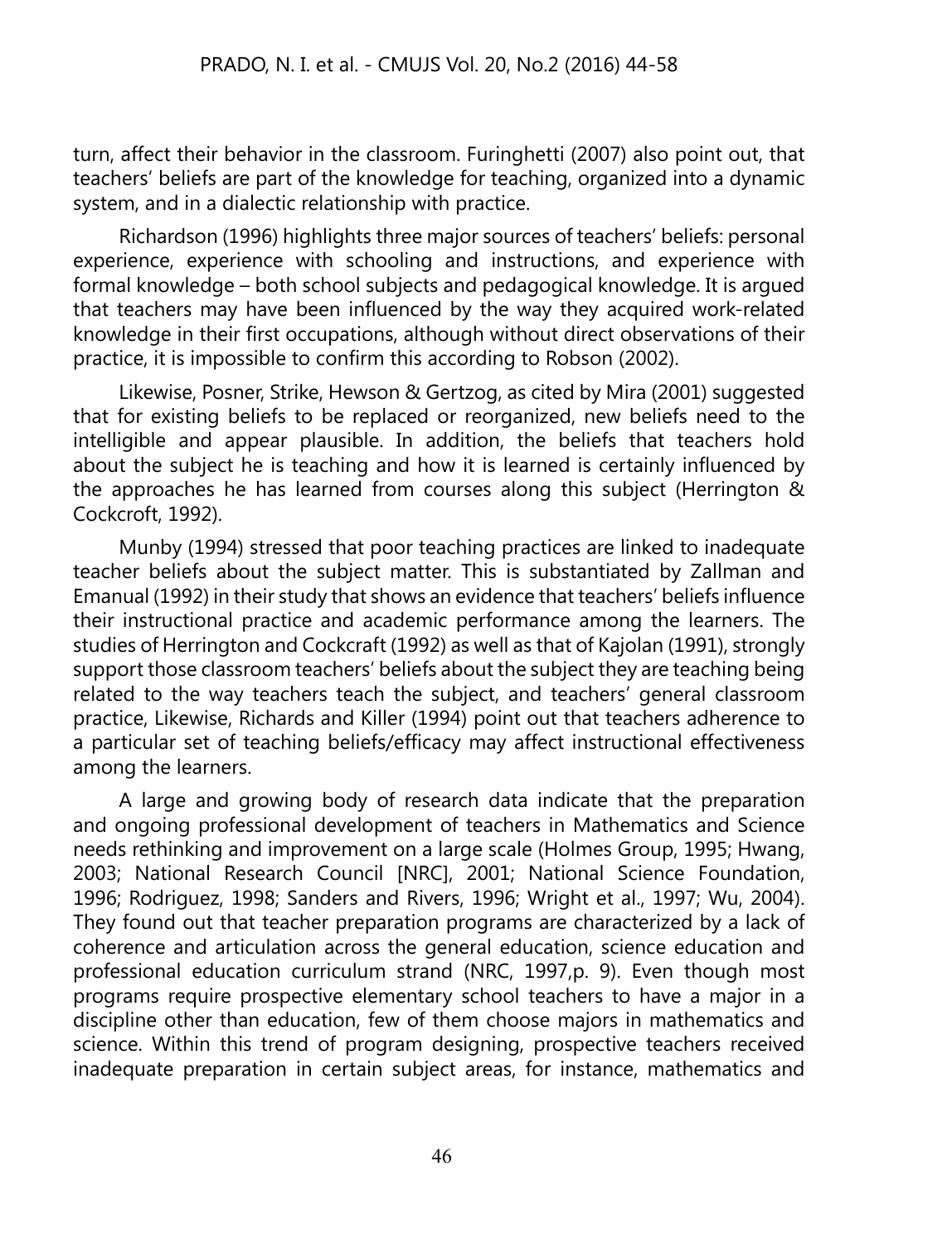turn, affect their behavior in the classroom. Furinghetti (2007) also point out, that teachers' beliefs are part of the knowledge for teaching, organized into a dynamic system, and in a dialectic relationship with practice.

Richardson (1996) highlights three major sources of teachers' beliefs: personal experience, experience with schooling and instructions, and experience with formal knowledge – both school subjects and pedagogical knowledge. It is argued that teachers may have been influenced by the way they acquired work-related knowledge in their first occupations, although without direct observations of their practice, it is impossible to confirm this according to Robson (2002).

Likewise, Posner, Strike, Hewson & Gertzog, as cited by Mira (2001) suggested that for existing beliefs to be replaced or reorganized, new beliefs need to the intelligible and appear plausible. In addition, the beliefs that teachers hold about the subject he is teaching and how it is learned is certainly influenced by the approaches he has learned from courses along this subject (Herrington & Cockcroft, 1992).

Munby (1994) stressed that poor teaching practices are linked to inadequate teacher beliefs about the subject matter. This is substantiated by Zallman and Emanual (1992) in their study that shows an evidence that teachers' beliefs influence their instructional practice and academic performance among the learners. The studies of Herrington and Cockcraft (1992) as well as that of Kajolan (1991), strongly support those classroom teachers' beliefs about the subject they are teaching being related to the way teachers teach the subject, and teachers' general classroom practice, Likewise, Richards and Killer (1994) point out that teachers adherence to a particular set of teaching beliefs/efficacy may affect instructional effectiveness among the learners.

A large and growing body of research data indicate that the preparation and ongoing professional development of teachers in Mathematics and Science needs rethinking and improvement on a large scale (Holmes Group, 1995; Hwang, 2003; National Research Council [NRC], 2001; National Science Foundation, 1996; Rodriguez, 1998; Sanders and Rivers, 1996; Wright et al., 1997; Wu, 2004). They found out that teacher preparation programs are characterized by a lack of coherence and articulation across the general education, science education and professional education curriculum strand (NRC, 1997,p. 9). Even though most programs require prospective elementary school teachers to have a major in a discipline other than education, few of them choose majors in mathematics and science. Within this trend of program designing, prospective teachers received inadequate preparation in certain subject areas, for instance, mathematics and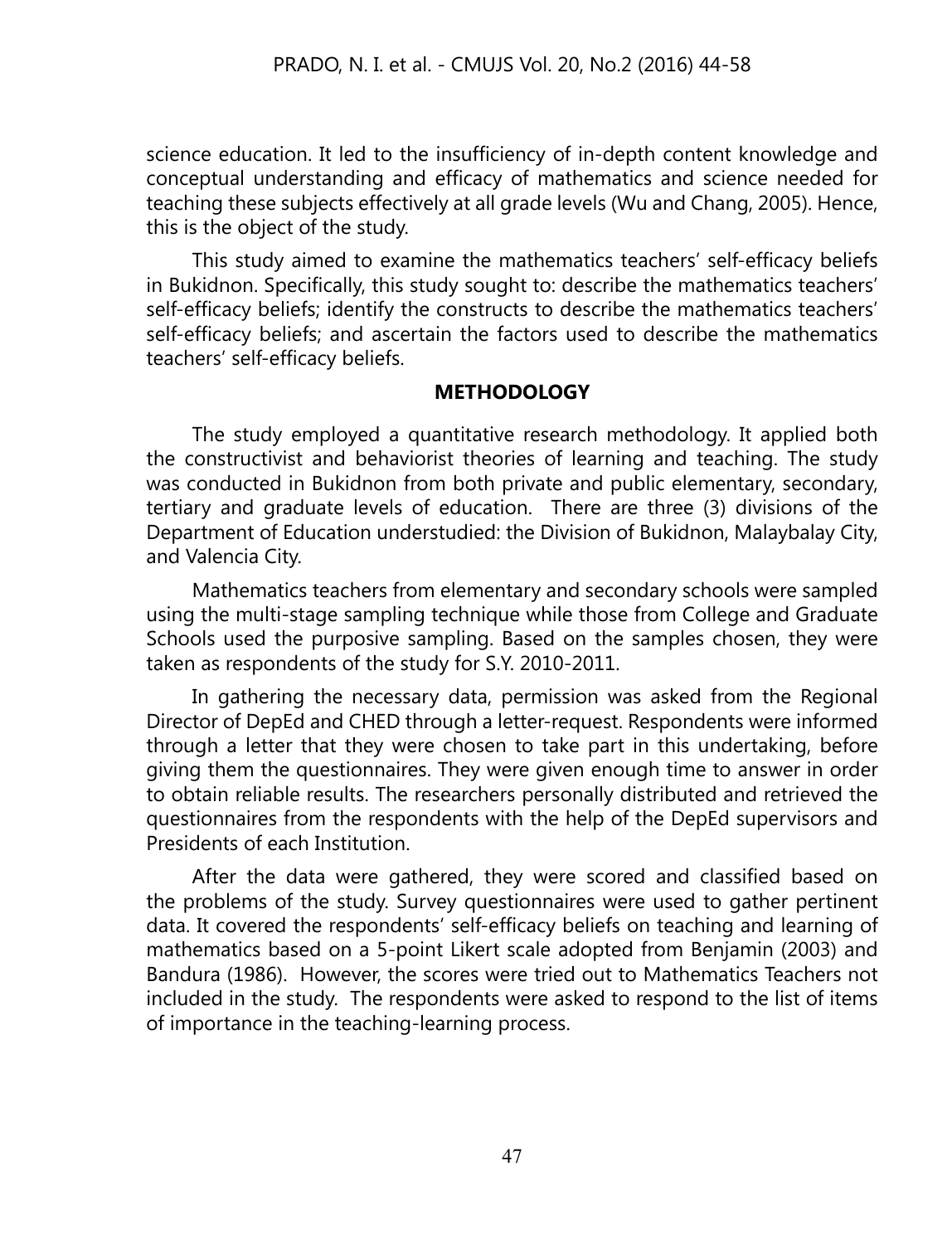science education. It led to the insufficiency of in-depth content knowledge and conceptual understanding and efficacy of mathematics and science needed for teaching these subjects effectively at all grade levels (Wu and Chang, 2005). Hence, this is the object of the study.

This study aimed to examine the mathematics teachers' self-efficacy beliefs in Bukidnon. Specifically, this study sought to: describe the mathematics teachers' self-efficacy beliefs; identify the constructs to describe the mathematics teachers' self-efficacy beliefs; and ascertain the factors used to describe the mathematics teachers' self-efficacy beliefs.

## METHODOLOGY

The study employed a quantitative research methodology. It applied both the constructivist and behaviorist theories of learning and teaching. The study was conducted in Bukidnon from both private and public elementary, secondary, tertiary and graduate levels of education. There are three (3) divisions of the Department of Education understudied: the Division of Bukidnon, Malaybalay City, and Valencia City.

Mathematics teachers from elementary and secondary schools were sampled using the multi-stage sampling technique while those from College and Graduate Schools used the purposive sampling. Based on the samples chosen, they were taken as respondents of the study for S.Y. 2010-2011.

In gathering the necessary data, permission was asked from the Regional Director of DepEd and CHED through a letter-request. Respondents were informed through a letter that they were chosen to take part in this undertaking, before giving them the questionnaires. They were given enough time to answer in order to obtain reliable results. The researchers personally distributed and retrieved the questionnaires from the respondents with the help of the DepEd supervisors and Presidents of each Institution.

After the data were gathered, they were scored and classified based on the problems of the study. Survey questionnaires were used to gather pertinent data. It covered the respondents' self-efficacy beliefs on teaching and learning of mathematics based on a 5-point Likert scale adopted from Benjamin (2003) and Bandura (1986). However, the scores were tried out to Mathematics Teachers not included in the study. The respondents were asked to respond to the list of items of importance in the teaching-learning process.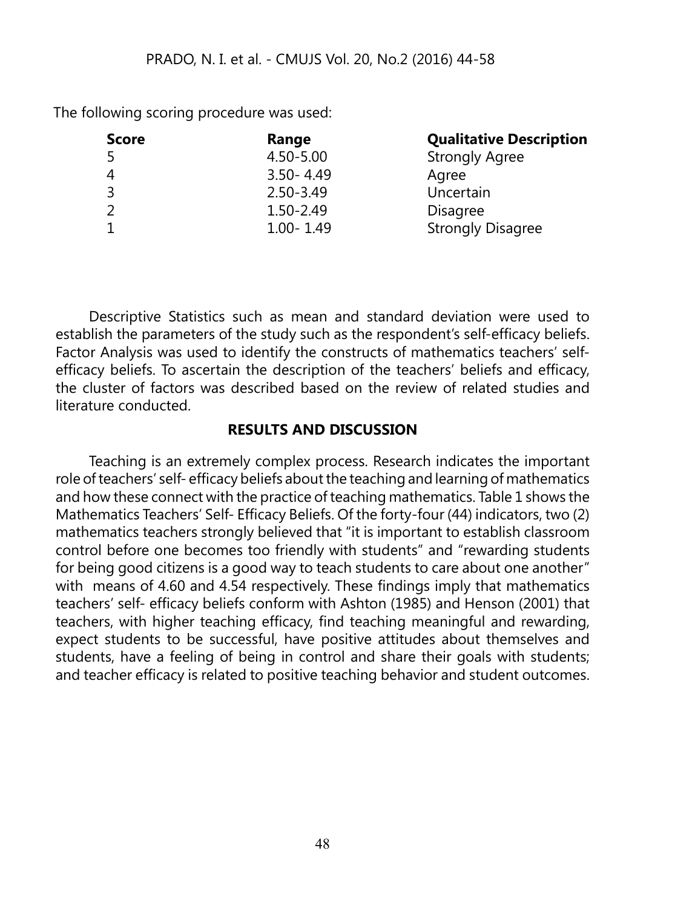The following scoring procedure was used:

| Score | Range | Qualitative Description |
|---|---|---|
| 5 | 4.50-5.00 | Strongly Agree |
| 4 | 3.50- 4.49 | Agree |
| 3 | 2.50-3.49 | Uncertain |
| 2 | 1.50-2.49 | Disagree |
| 1 | 1.00- 1.49 | Strongly Disagree |

Descriptive Statistics such as mean and standard deviation were used to establish the parameters of the study such as the respondent's self-efficacy beliefs. Factor Analysis was used to identify the constructs of mathematics teachers' self-efficacy beliefs. To ascertain the description of the teachers' beliefs and efficacy, the cluster of factors was described based on the review of related studies and literature conducted.

## RESULTS AND DISCUSSION

Teaching is an extremely complex process. Research indicates the important role of teachers' self- efficacy beliefs about the teaching and learning of mathematics and how these connect with the practice of teaching mathematics. Table 1 shows the Mathematics Teachers' Self- Efficacy Beliefs. Of the forty-four (44) indicators, two (2) mathematics teachers strongly believed that "it is important to establish classroom control before one becomes too friendly with students" and "rewarding students for being good citizens is a good way to teach students to care about one another" with means of 4.60 and 4.54 respectively. These findings imply that mathematics teachers' self- efficacy beliefs conform with Ashton (1985) and Henson (2001) that teachers, with higher teaching efficacy, find teaching meaningful and rewarding, expect students to be successful, have positive attitudes about themselves and students, have a feeling of being in control and share their goals with students; and teacher efficacy is related to positive teaching behavior and student outcomes.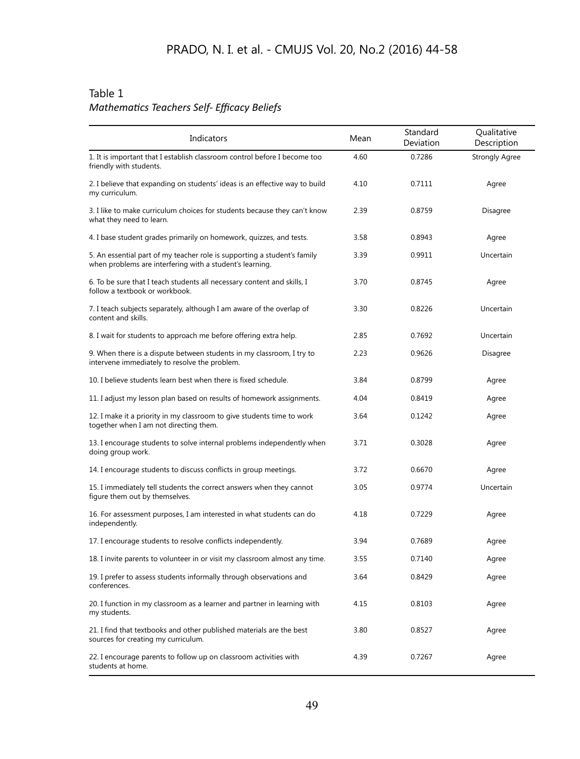Table 1
*Mathematics Teachers Self- Efficacy Beliefs*

| Indicators | Mean | Standard Deviation | Qualitative Description |
|---|---|---|---|
| 1. It is important that I establish classroom control before I become too friendly with students. | 4.60 | 0.7286 | Strongly Agree |
| 2. I believe that expanding on students' ideas is an effective way to build my curriculum. | 4.10 | 0.7111 | Agree |
| 3. I like to make curriculum choices for students because they can't know what they need to learn. | 2.39 | 0.8759 | Disagree |
| 4. I base student grades primarily on homework, quizzes, and tests. | 3.58 | 0.8943 | Agree |
| 5. An essential part of my teacher role is supporting a student's family when problems are interfering with a student's learning. | 3.39 | 0.9911 | Uncertain |
| 6. To be sure that I teach students all necessary content and skills, I follow a textbook or workbook. | 3.70 | 0.8745 | Agree |
| 7. I teach subjects separately, although I am aware of the overlap of content and skills. | 3.30 | 0.8226 | Uncertain |
| 8. I wait for students to approach me before offering extra help. | 2.85 | 0.7692 | Uncertain |
| 9. When there is a dispute between students in my classroom, I try to intervene immediately to resolve the problem. | 2.23 | 0.9626 | Disagree |
| 10. I believe students learn best when there is fixed schedule. | 3.84 | 0.8799 | Agree |
| 11. I adjust my lesson plan based on results of homework assignments. | 4.04 | 0.8419 | Agree |
| 12. I make it a priority in my classroom to give students time to work together when I am not directing them. | 3.64 | 0.1242 | Agree |
| 13. I encourage students to solve internal problems independently when doing group work. | 3.71 | 0.3028 | Agree |
| 14. I encourage students to discuss conflicts in group meetings. | 3.72 | 0.6670 | Agree |
| 15. I immediately tell students the correct answers when they cannot figure them out by themselves. | 3.05 | 0.9774 | Uncertain |
| 16. For assessment purposes, I am interested in what students can do independently. | 4.18 | 0.7229 | Agree |
| 17. I encourage students to resolve conflicts independently. | 3.94 | 0.7689 | Agree |
| 18. I invite parents to volunteer in or visit my classroom almost any time. | 3.55 | 0.7140 | Agree |
| 19. I prefer to assess students informally through observations and conferences. | 3.64 | 0.8429 | Agree |
| 20. I function in my classroom as a learner and partner in learning with my students. | 4.15 | 0.8103 | Agree |
| 21. I find that textbooks and other published materials are the best sources for creating my curriculum. | 3.80 | 0.8527 | Agree |
| 22. I encourage parents to follow up on classroom activities with students at home. | 4.39 | 0.7267 | Agree |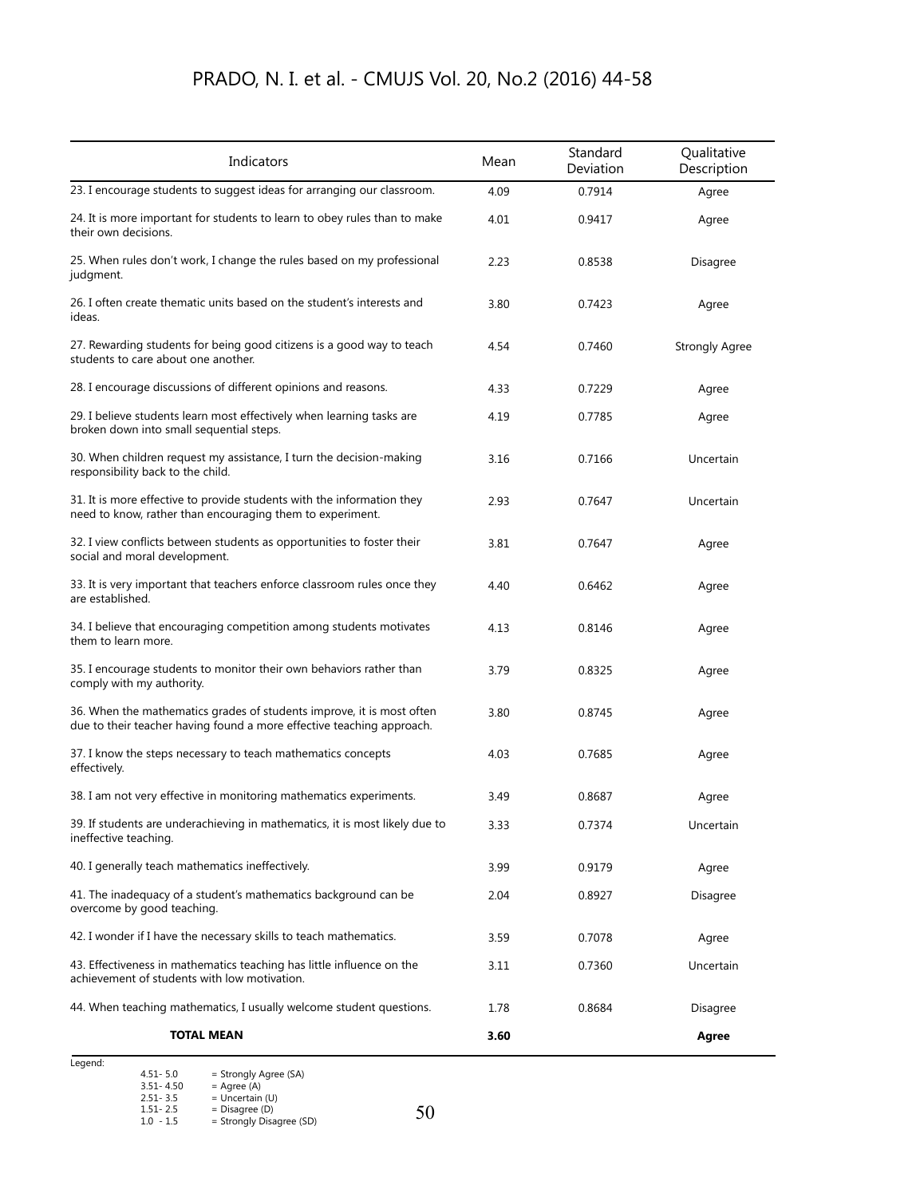| Indicators | Mean | Standard Deviation | Qualitative Description |
|---|---|---|---|
| 23. I encourage students to suggest ideas for arranging our classroom. | 4.09 | 0.7914 | Agree |
| 24. It is more important for students to learn to obey rules than to make their own decisions. | 4.01 | 0.9417 | Agree |
| 25. When rules don't work, I change the rules based on my professional judgment. | 2.23 | 0.8538 | Disagree |
| 26. I often create thematic units based on the student's interests and ideas. | 3.80 | 0.7423 | Agree |
| 27. Rewarding students for being good citizens is a good way to teach students to care about one another. | 4.54 | 0.7460 | Strongly Agree |
| 28. I encourage discussions of different opinions and reasons. | 4.33 | 0.7229 | Agree |
| 29. I believe students learn most effectively when learning tasks are broken down into small sequential steps. | 4.19 | 0.7785 | Agree |
| 30. When children request my assistance, I turn the decision-making responsibility back to the child. | 3.16 | 0.7166 | Uncertain |
| 31. It is more effective to provide students with the information they need to know, rather than encouraging them to experiment. | 2.93 | 0.7647 | Uncertain |
| 32. I view conflicts between students as opportunities to foster their social and moral development. | 3.81 | 0.7647 | Agree |
| 33. It is very important that teachers enforce classroom rules once they are established. | 4.40 | 0.6462 | Agree |
| 34. I believe that encouraging competition among students motivates them to learn more. | 4.13 | 0.8146 | Agree |
| 35. I encourage students to monitor their own behaviors rather than comply with my authority. | 3.79 | 0.8325 | Agree |
| 36. When the mathematics grades of students improve, it is most often due to their teacher having found a more effective teaching approach. | 3.80 | 0.8745 | Agree |
| 37. I know the steps necessary to teach mathematics concepts effectively. | 4.03 | 0.7685 | Agree |
| 38. I am not very effective in monitoring mathematics experiments. | 3.49 | 0.8687 | Agree |
| 39. If students are underachieving in mathematics, it is most likely due to ineffective teaching. | 3.33 | 0.7374 | Uncertain |
| 40. I generally teach mathematics ineffectively. | 3.99 | 0.9179 | Agree |
| 41. The inadequacy of a student's mathematics background can be overcome by good teaching. | 2.04 | 0.8927 | Disagree |
| 42. I wonder if I have the necessary skills to teach mathematics. | 3.59 | 0.7078 | Agree |
| 43. Effectiveness in mathematics teaching has little influence on the achievement of students with low motivation. | 3.11 | 0.7360 | Uncertain |
| 44. When teaching mathematics, I usually welcome student questions. | 1.78 | 0.8684 | Disagree |
| **TOTAL MEAN** | **3.60** | | **Agree** |

Legend:

4.51- 5.0 = Strongly Agree (SA)
3.51- 4.50 = Agree (A)
2.51- 3.5 = Uncertain (U)
1.51- 2.5 = Disagree (D)
1.0 - 1.5 = Strongly Disagree (SD)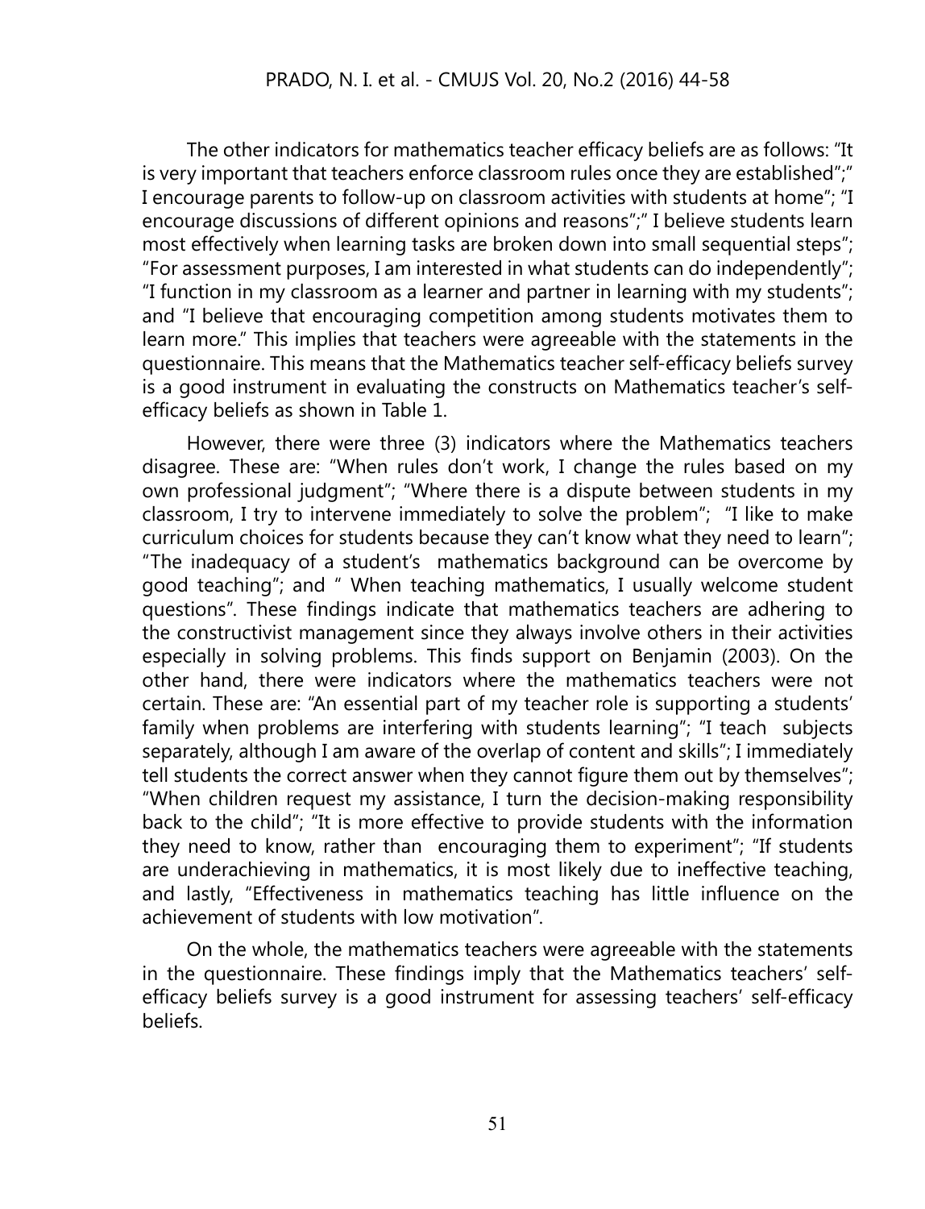The other indicators for mathematics teacher efficacy beliefs are as follows: "It is very important that teachers enforce classroom rules once they are established";" I encourage parents to follow-up on classroom activities with students at home"; "I encourage discussions of different opinions and reasons";" I believe students learn most effectively when learning tasks are broken down into small sequential steps"; "For assessment purposes, I am interested in what students can do independently"; "I function in my classroom as a learner and partner in learning with my students"; and "I believe that encouraging competition among students motivates them to learn more." This implies that teachers were agreeable with the statements in the questionnaire. This means that the Mathematics teacher self-efficacy beliefs survey is a good instrument in evaluating the constructs on Mathematics teacher's self-efficacy beliefs as shown in Table 1.

However, there were three (3) indicators where the Mathematics teachers disagree. These are: "When rules don't work, I change the rules based on my own professional judgment"; "Where there is a dispute between students in my classroom, I try to intervene immediately to solve the problem"; "I like to make curriculum choices for students because they can't know what they need to learn"; "The inadequacy of a student's mathematics background can be overcome by good teaching"; and " When teaching mathematics, I usually welcome student questions". These findings indicate that mathematics teachers are adhering to the constructivist management since they always involve others in their activities especially in solving problems. This finds support on Benjamin (2003). On the other hand, there were indicators where the mathematics teachers were not certain. These are: "An essential part of my teacher role is supporting a students' family when problems are interfering with students learning"; "I teach subjects separately, although I am aware of the overlap of content and skills"; I immediately tell students the correct answer when they cannot figure them out by themselves"; "When children request my assistance, I turn the decision-making responsibility back to the child"; "It is more effective to provide students with the information they need to know, rather than encouraging them to experiment"; "If students are underachieving in mathematics, it is most likely due to ineffective teaching, and lastly, "Effectiveness in mathematics teaching has little influence on the achievement of students with low motivation".

On the whole, the mathematics teachers were agreeable with the statements in the questionnaire. These findings imply that the Mathematics teachers' self-efficacy beliefs survey is a good instrument for assessing teachers' self-efficacy beliefs.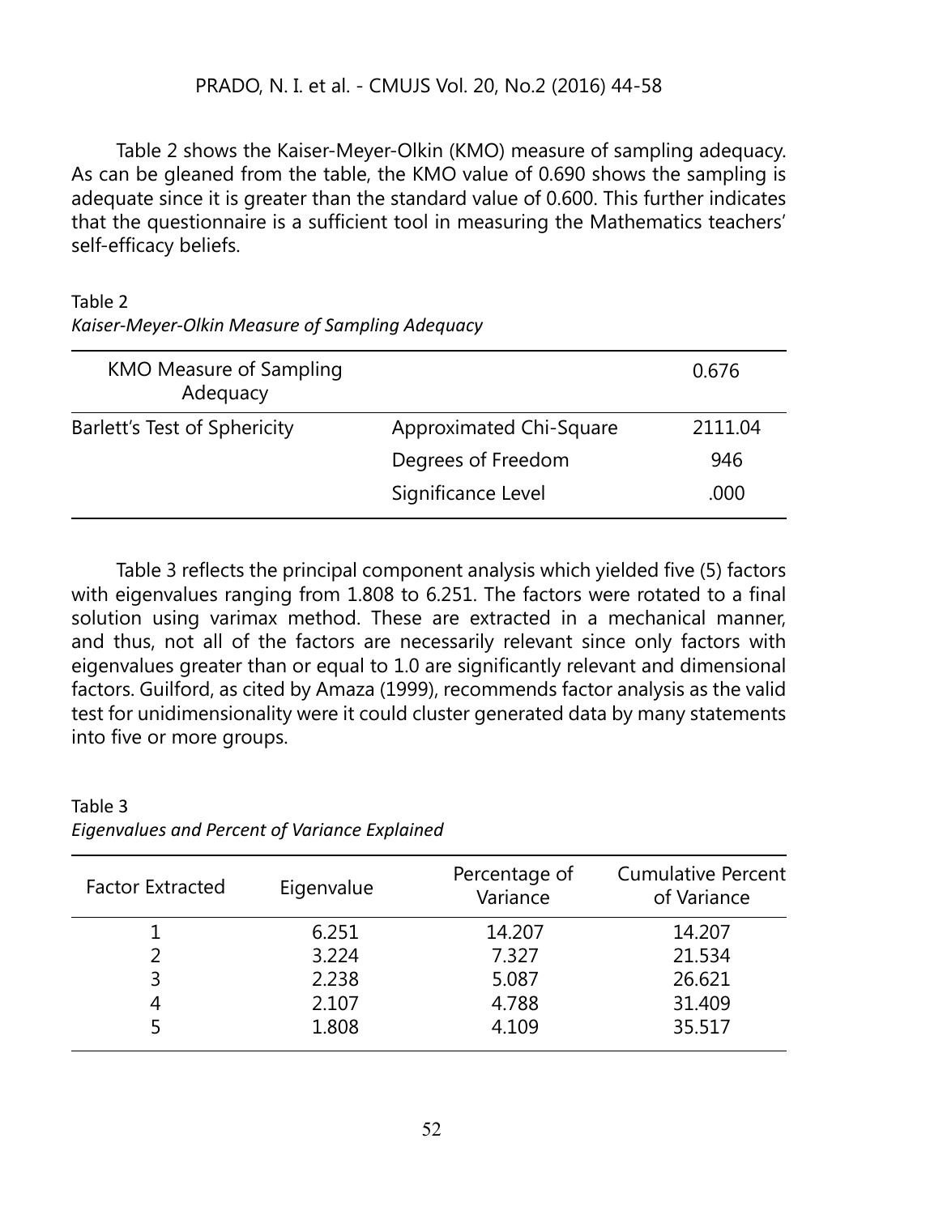Table 2 shows the Kaiser-Meyer-Olkin (KMO) measure of sampling adequacy. As can be gleaned from the table, the KMO value of 0.690 shows the sampling is adequate since it is greater than the standard value of 0.600. This further indicates that the questionnaire is a sufficient tool in measuring the Mathematics teachers' self-efficacy beliefs.

Table 2
*Kaiser-Meyer-Olkin Measure of Sampling Adequacy*

| | | |
|---|---|---|
| KMO Measure of Sampling Adequacy | | 0.676 |
| Barlett's Test of Sphericity | Approximated Chi-Square | 2111.04 |
| | Degrees of Freedom | 946 |
| | Significance Level | .000 |

Table 3 reflects the principal component analysis which yielded five (5) factors with eigenvalues ranging from 1.808 to 6.251. The factors were rotated to a final solution using varimax method. These are extracted in a mechanical manner, and thus, not all of the factors are necessarily relevant since only factors with eigenvalues greater than or equal to 1.0 are significantly relevant and dimensional factors. Guilford, as cited by Amaza (1999), recommends factor analysis as the valid test for unidimensionality were it could cluster generated data by many statements into five or more groups.

Table 3
*Eigenvalues and Percent of Variance Explained*

| Factor Extracted | Eigenvalue | Percentage of Variance | Cumulative Percent of Variance |
|---|---|---|---|
| 1 | 6.251 | 14.207 | 14.207 |
| 2 | 3.224 | 7.327 | 21.534 |
| 3 | 2.238 | 5.087 | 26.621 |
| 4 | 2.107 | 4.788 | 31.409 |
| 5 | 1.808 | 4.109 | 35.517 |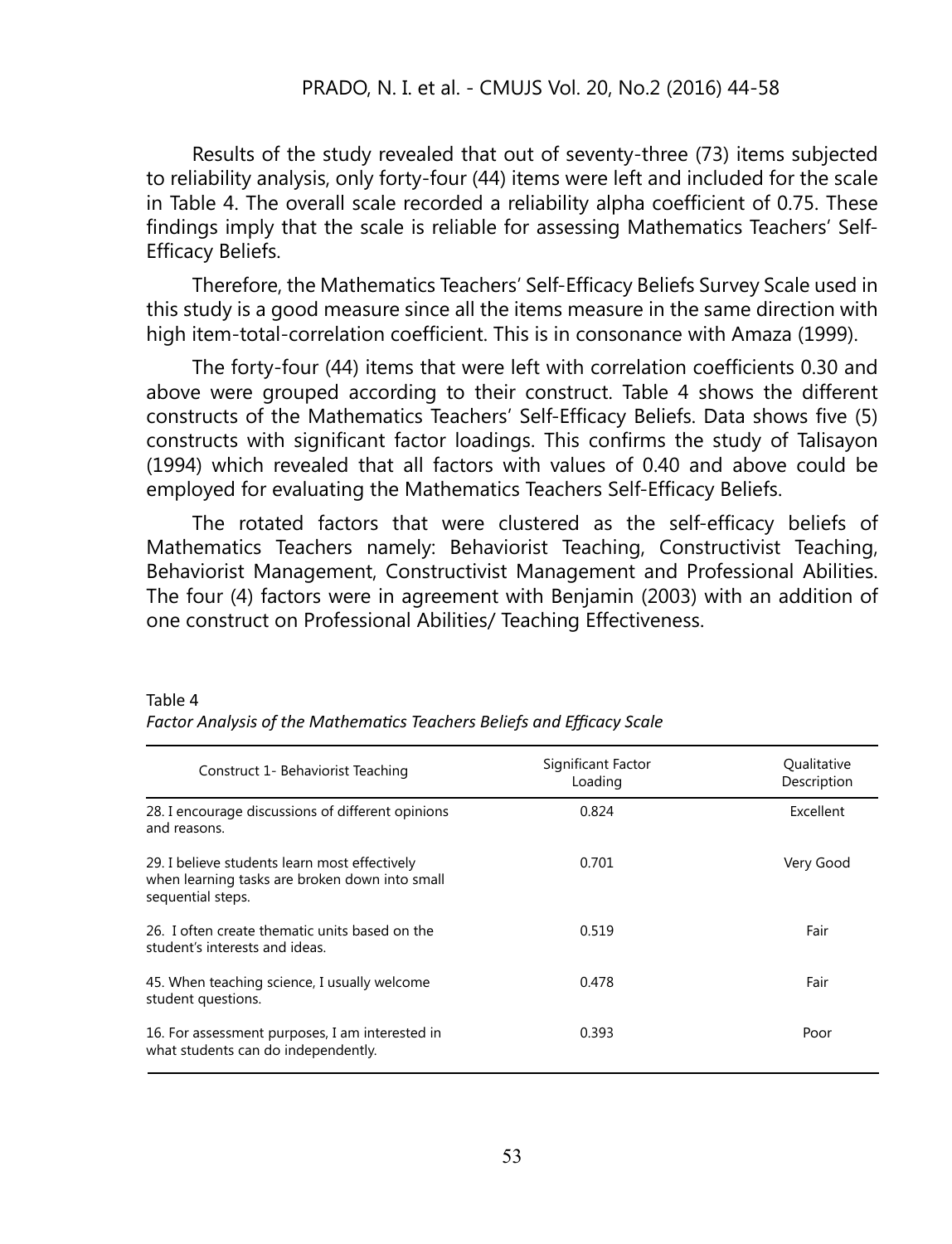Results of the study revealed that out of seventy-three (73) items subjected to reliability analysis, only forty-four (44) items were left and included for the scale in Table 4. The overall scale recorded a reliability alpha coefficient of 0.75. These findings imply that the scale is reliable for assessing Mathematics Teachers' Self-Efficacy Beliefs.

Therefore, the Mathematics Teachers' Self-Efficacy Beliefs Survey Scale used in this study is a good measure since all the items measure in the same direction with high item-total-correlation coefficient. This is in consonance with Amaza (1999).

The forty-four (44) items that were left with correlation coefficients 0.30 and above were grouped according to their construct. Table 4 shows the different constructs of the Mathematics Teachers' Self-Efficacy Beliefs. Data shows five (5) constructs with significant factor loadings. This confirms the study of Talisayon (1994) which revealed that all factors with values of 0.40 and above could be employed for evaluating the Mathematics Teachers Self-Efficacy Beliefs.

The rotated factors that were clustered as the self-efficacy beliefs of Mathematics Teachers namely: Behaviorist Teaching, Constructivist Teaching, Behaviorist Management, Constructivist Management and Professional Abilities. The four (4) factors were in agreement with Benjamin (2003) with an addition of one construct on Professional Abilities/ Teaching Effectiveness.

Table 4
*Factor Analysis of the Mathematics Teachers Beliefs and Efficacy Scale*

| Construct 1- Behaviorist Teaching | Significant Factor Loading | Qualitative Description |
|---|---|---|
| 28. I encourage discussions of different opinions and reasons. | 0.824 | Excellent |
| 29. I believe students learn most effectively when learning tasks are broken down into small sequential steps. | 0.701 | Very Good |
| 26. I often create thematic units based on the student's interests and ideas. | 0.519 | Fair |
| 45. When teaching science, I usually welcome student questions. | 0.478 | Fair |
| 16. For assessment purposes, I am interested in what students can do independently. | 0.393 | Poor |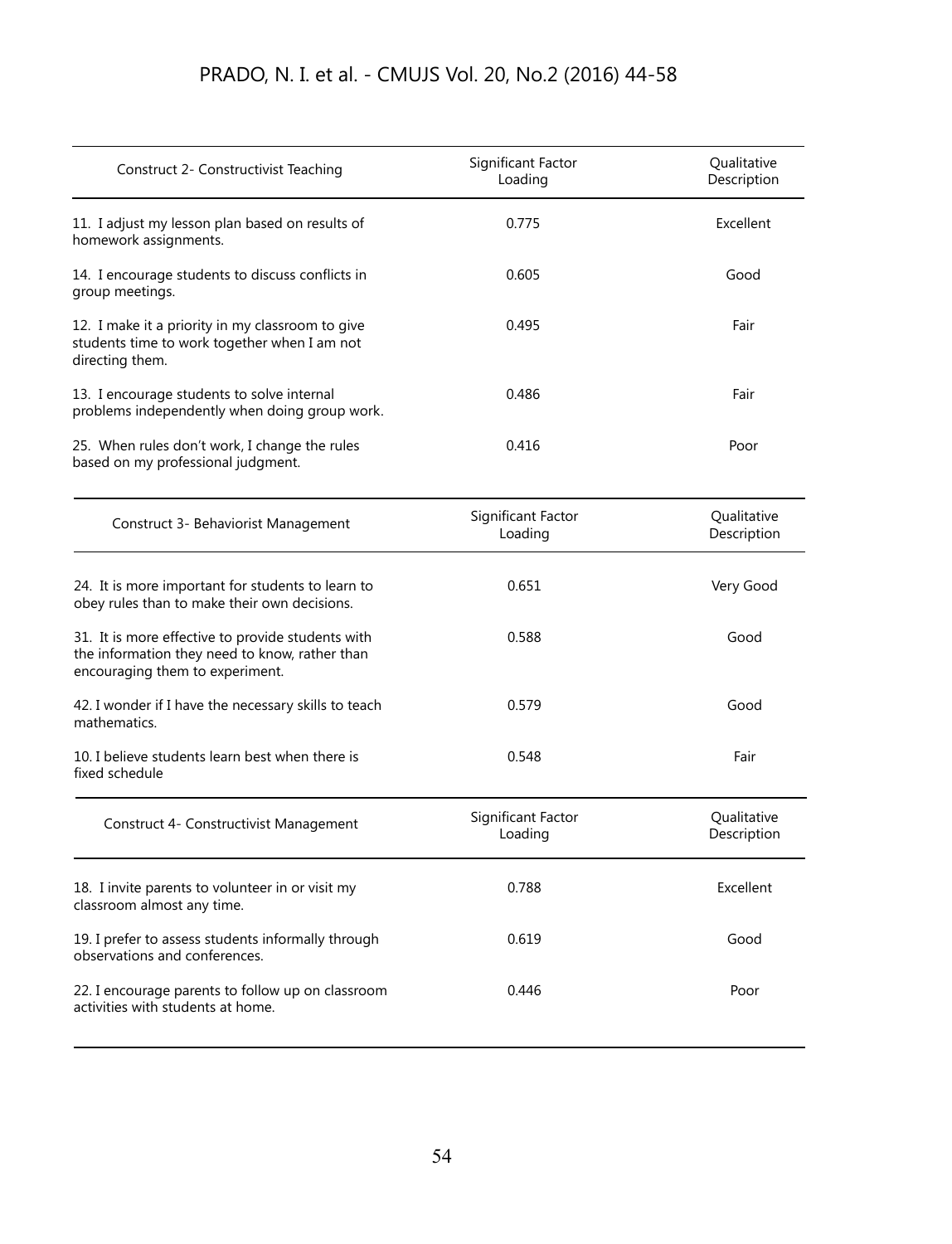| Construct 2- Constructivist Teaching | Significant Factor Loading | Qualitative Description |
|---|---|---|
| 11. I adjust my lesson plan based on results of homework assignments. | 0.775 | Excellent |
| 14. I encourage students to discuss conflicts in group meetings. | 0.605 | Good |
| 12. I make it a priority in my classroom to give students time to work together when I am not directing them. | 0.495 | Fair |
| 13. I encourage students to solve internal problems independently when doing group work. | 0.486 | Fair |
| 25. When rules don't work, I change the rules based on my professional judgment. | 0.416 | Poor |

| Construct 3- Behaviorist Management | Significant Factor Loading | Qualitative Description |
|---|---|---|
| 24. It is more important for students to learn to obey rules than to make their own decisions. | 0.651 | Very Good |
| 31. It is more effective to provide students with the information they need to know, rather than encouraging them to experiment. | 0.588 | Good |
| 42. I wonder if I have the necessary skills to teach mathematics. | 0.579 | Good |
| 10. I believe students learn best when there is fixed schedule | 0.548 | Fair |

| Construct 4- Constructivist Management | Significant Factor Loading | Qualitative Description |
|---|---|---|
| 18. I invite parents to volunteer in or visit my classroom almost any time. | 0.788 | Excellent |
| 19. I prefer to assess students informally through observations and conferences. | 0.619 | Good |
| 22. I encourage parents to follow up on classroom activities with students at home. | 0.446 | Poor |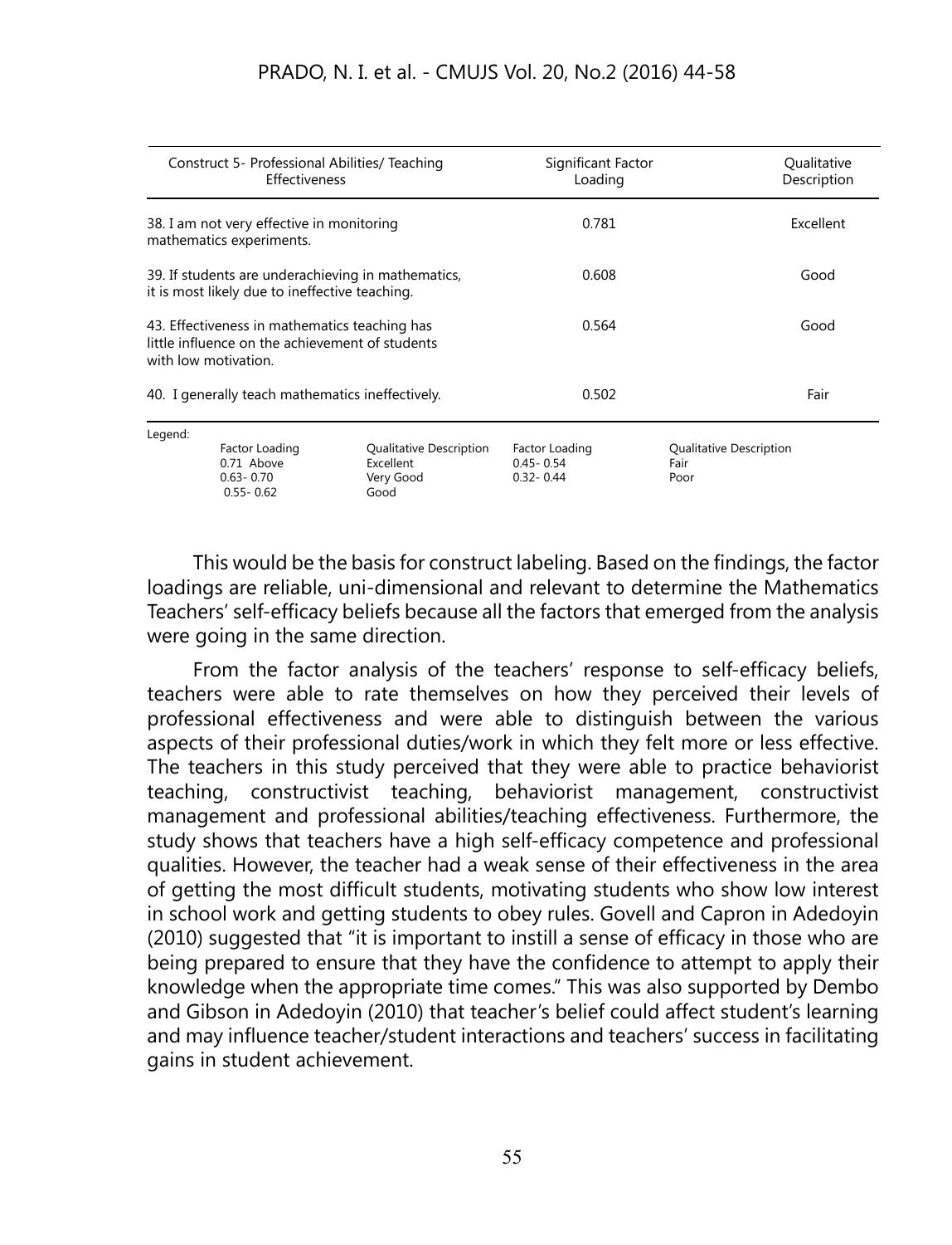| Construct 5- Professional Abilities/ Teaching Effectiveness | Significant Factor Loading | Qualitative Description |
|---|---|---|
| 38. I am not very effective in monitoring mathematics experiments. | 0.781 | Excellent |
| 39. If students are underachieving in mathematics, it is most likely due to ineffective teaching. | 0.608 | Good |
| 43. Effectiveness in mathematics teaching has little influence on the achievement of students with low motivation. | 0.564 | Good |
| 40. I generally teach mathematics ineffectively. | 0.502 | Fair |

Legend:

| Factor Loading | Qualitative Description | Factor Loading | Qualitative Description |
|---|---|---|---|
| 0.71 Above | Excellent | 0.45- 0.54 | Fair |
| 0.63- 0.70 | Very Good | 0.32- 0.44 | Poor |
| 0.55- 0.62 | Good | | |

This would be the basis for construct labeling. Based on the findings, the factor loadings are reliable, uni-dimensional and relevant to determine the Mathematics Teachers' self-efficacy beliefs because all the factors that emerged from the analysis were going in the same direction.

From the factor analysis of the teachers' response to self-efficacy beliefs, teachers were able to rate themselves on how they perceived their levels of professional effectiveness and were able to distinguish between the various aspects of their professional duties/work in which they felt more or less effective. The teachers in this study perceived that they were able to practice behaviorist teaching, constructivist teaching, behaviorist management, constructivist management and professional abilities/teaching effectiveness. Furthermore, the study shows that teachers have a high self-efficacy competence and professional qualities. However, the teacher had a weak sense of their effectiveness in the area of getting the most difficult students, motivating students who show low interest in school work and getting students to obey rules. Govell and Capron in Adedoyin (2010) suggested that "it is important to instill a sense of efficacy in those who are being prepared to ensure that they have the confidence to attempt to apply their knowledge when the appropriate time comes." This was also supported by Dembo and Gibson in Adedoyin (2010) that teacher's belief could affect student's learning and may influence teacher/student interactions and teachers' success in facilitating gains in student achievement.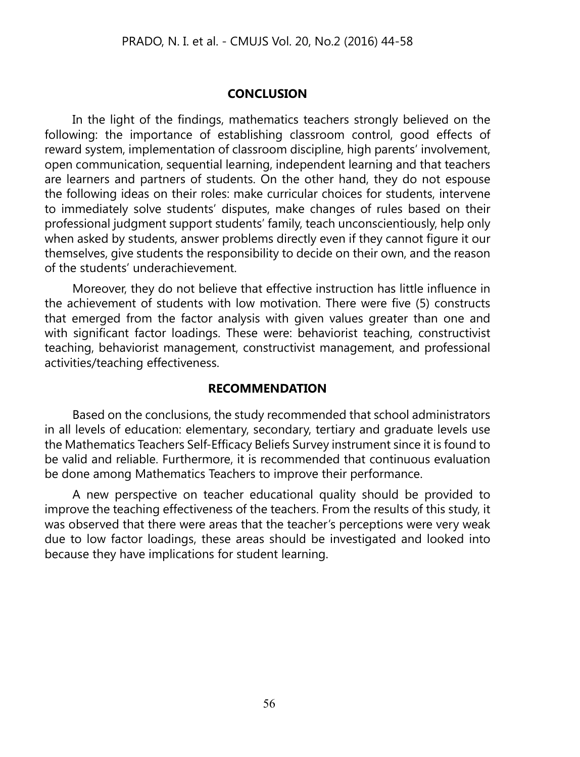## CONCLUSION

In the light of the findings, mathematics teachers strongly believed on the following: the importance of establishing classroom control, good effects of reward system, implementation of classroom discipline, high parents' involvement, open communication, sequential learning, independent learning and that teachers are learners and partners of students. On the other hand, they do not espouse the following ideas on their roles: make curricular choices for students, intervene to immediately solve students' disputes, make changes of rules based on their professional judgment support students' family, teach unconscientiously, help only when asked by students, answer problems directly even if they cannot figure it our themselves, give students the responsibility to decide on their own, and the reason of the students' underachievement.

Moreover, they do not believe that effective instruction has little influence in the achievement of students with low motivation. There were five (5) constructs that emerged from the factor analysis with given values greater than one and with significant factor loadings. These were: behaviorist teaching, constructivist teaching, behaviorist management, constructivist management, and professional activities/teaching effectiveness.

## RECOMMENDATION

Based on the conclusions, the study recommended that school administrators in all levels of education: elementary, secondary, tertiary and graduate levels use the Mathematics Teachers Self-Efficacy Beliefs Survey instrument since it is found to be valid and reliable. Furthermore, it is recommended that continuous evaluation be done among Mathematics Teachers to improve their performance.

A new perspective on teacher educational quality should be provided to improve the teaching effectiveness of the teachers. From the results of this study, it was observed that there were areas that the teacher's perceptions were very weak due to low factor loadings, these areas should be investigated and looked into because they have implications for student learning.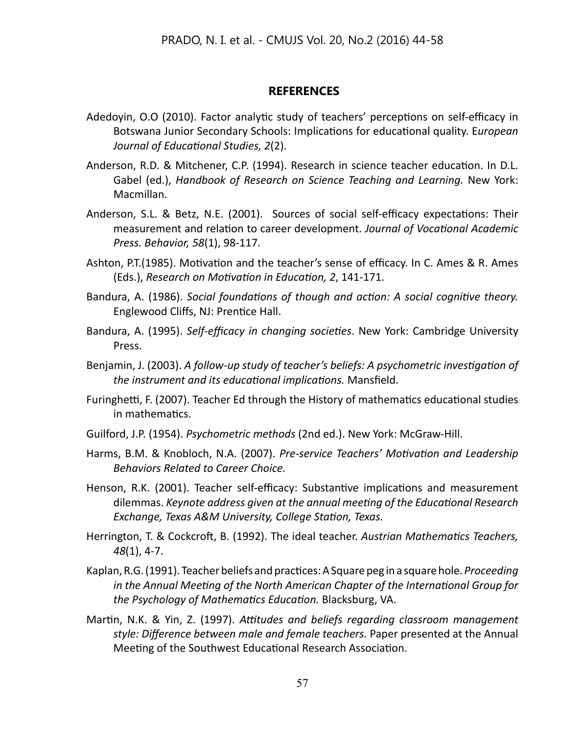## REFERENCES

Adedoyin, O.O (2010). Factor analytic study of teachers' perceptions on self-efficacy in Botswana Junior Secondary Schools: Implications for educational quality. E*uropean Journal of Educational Studies, 2*(2).

Anderson, R.D. & Mitchener, C.P. (1994). Research in science teacher education. In D.L. Gabel (ed.), *Handbook of Research on Science Teaching and Learning.* New York: Macmillan.

Anderson, S.L. & Betz, N.E. (2001). Sources of social self-efficacy expectations: Their measurement and relation to career development. *Journal of Vocational Academic Press. Behavior, 58*(1), 98-117.

Ashton, P.T.(1985). Motivation and the teacher's sense of efficacy. In C. Ames & R. Ames (Eds.), *Research on Motivation in Education, 2*, 141-171.

Bandura, A. (1986). *Social foundations of though and action: A social cognitive theory.* Englewood Cliffs, NJ: Prentice Hall.

Bandura, A. (1995). *Self-efficacy in changing societies*. New York: Cambridge University Press.

Benjamin, J. (2003). *A follow-up study of teacher's beliefs: A psychometric investigation of the instrument and its educational implications.* Mansfield.

Furinghetti, F. (2007). Teacher Ed through the History of mathematics educational studies in mathematics.

Guilford, J.P. (1954). *Psychometric methods* (2nd ed.). New York: McGraw-Hill.

Harms, B.M. & Knobloch, N.A. (2007). *Pre-service Teachers' Motivation and Leadership Behaviors Related to Career Choice.*

Henson, R.K. (2001). Teacher self-efficacy: Substantive implications and measurement dilemmas. *Keynote address given at the annual meeting of the Educational Research Exchange, Texas A&M University, College Station, Texas.*

Herrington, T. & Cockcroft, B. (1992). The ideal teacher. *Austrian Mathematics Teachers, 48*(1), 4-7.

Kaplan, R.G. (1991). Teacher beliefs and practices: A Square peg in a square hole. *Proceeding in the Annual Meeting of the North American Chapter of the International Group for the Psychology of Mathematics Education.* Blacksburg, VA.

Martin, N.K. & Yin, Z. (1997). *Attitudes and beliefs regarding classroom management style: Difference between male and female teachers.* Paper presented at the Annual Meeting of the Southwest Educational Research Association.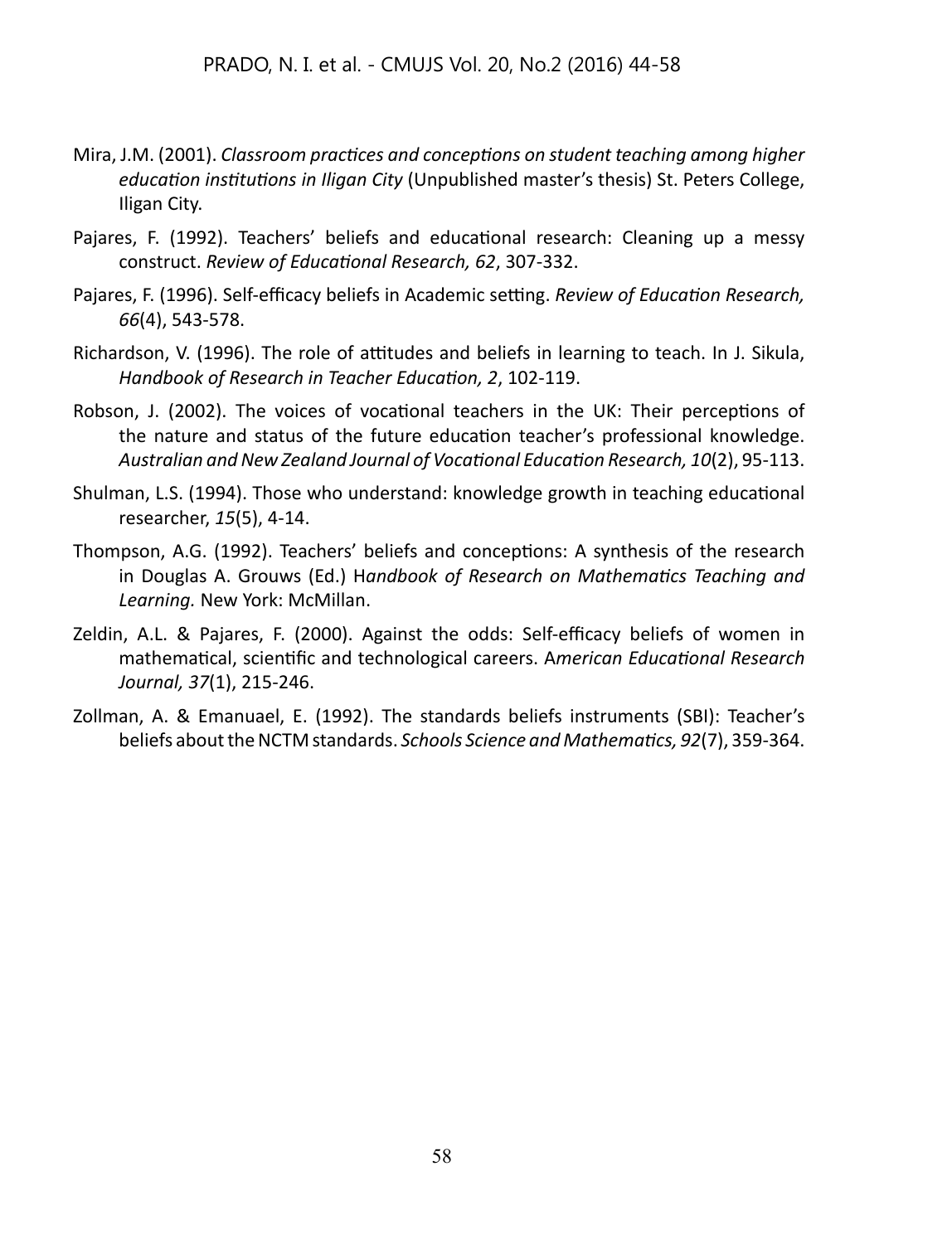Mira, J.M. (2001). *Classroom practices and conceptions on student teaching among higher education institutions in Iligan City* (Unpublished master's thesis) St. Peters College, Iligan City.

Pajares, F. (1992). Teachers' beliefs and educational research: Cleaning up a messy construct. *Review of Educational Research, 62*, 307-332.

Pajares, F. (1996). Self-efficacy beliefs in Academic setting. *Review of Education Research, 66*(4), 543-578.

Richardson, V. (1996). The role of attitudes and beliefs in learning to teach. In J. Sikula, *Handbook of Research in Teacher Education, 2*, 102-119.

Robson, J. (2002). The voices of vocational teachers in the UK: Their perceptions of the nature and status of the future education teacher's professional knowledge. *Australian and New Zealand Journal of Vocational Education Research, 10*(2), 95-113.

Shulman, L.S. (1994). Those who understand: knowledge growth in teaching educational researcher, *15*(5), 4-14.

Thompson, A.G. (1992). Teachers' beliefs and conceptions: A synthesis of the research in Douglas A. Grouws (Ed.) H*andbook of Research on Mathematics Teaching and Learning.* New York: McMillan.

Zeldin, A.L. & Pajares, F. (2000). Against the odds: Self-efficacy beliefs of women in mathematical, scientific and technological careers. A*merican Educational Research Journal, 37*(1), 215-246.

Zollman, A. & Emanuael, E. (1992). The standards beliefs instruments (SBI): Teacher's beliefs about the NCTM standards. *Schools Science and Mathematics, 92*(7), 359-364.